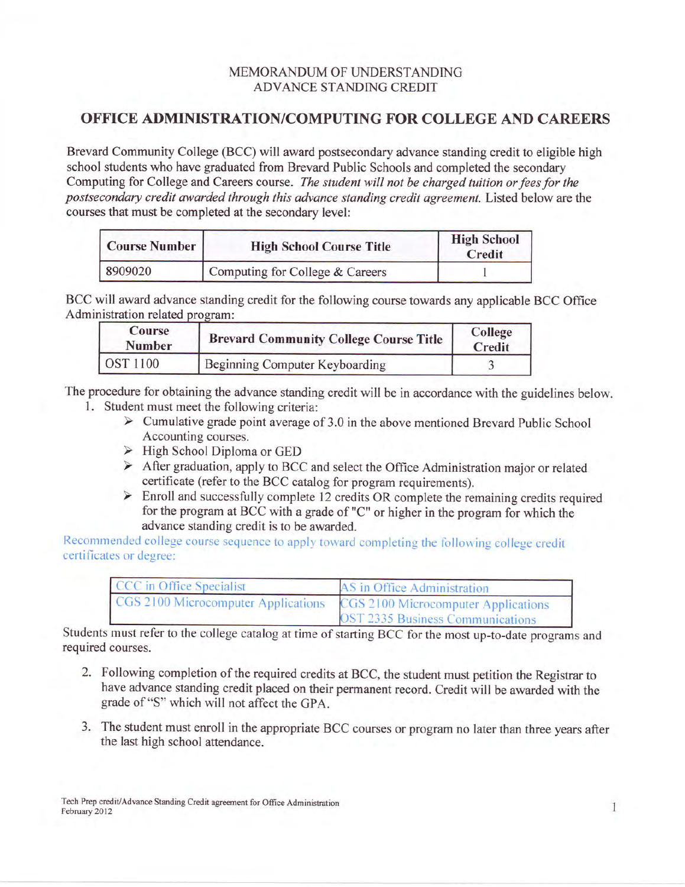MEMORANDUM OF UNDERSTANDING
ADVANCE STANDING CREDIT

## OFFICE ADMINISTRATION/COMPUTING FOR COLLEGE AND CAREERS

Brevard Community College (BCC) will award postsecondary advance standing credit to eligible high school students who have graduated from Brevard Public Schools and completed the secondary Computing for College and Careers course. *The student will not be charged tuition or fees for the postsecondary credit awarded through this advance standing credit agreement.* Listed below are the courses that must be completed at the secondary level:

| Course Number | High School Course Title | High School Credit |
|---|---|---|
| 8909020 | Computing for College & Careers | 1 |

BCC will award advance standing credit for the following course towards any applicable BCC Office Administration related program:

| Course Number | Brevard Community College Course Title | College Credit |
|---|---|---|
| OST 1100 | Beginning Computer Keyboarding | 3 |

The procedure for obtaining the advance standing credit will be in accordance with the guidelines below.

1. Student must meet the following criteria:
   - Cumulative grade point average of 3.0 in the above mentioned Brevard Public School Accounting courses.
   - High School Diploma or GED
   - After graduation, apply to BCC and select the Office Administration major or related certificate (refer to the BCC catalog for program requirements).
   - Enroll and successfully complete 12 credits OR complete the remaining credits required for the program at BCC with a grade of "C" or higher in the program for which the advance standing credit is to be awarded.

Recommended college course sequence to apply toward completing the following college credit certificates or degree:

| CCC in Office Specialist | AS in Office Administration |
|---|---|
| CGS 2100 Microcomputer Applications | CGS 2100 Microcomputer Applications<br>OST 2335 Business Communications |

Students must refer to the college catalog at time of starting BCC for the most up-to-date programs and required courses.

2. Following completion of the required credits at BCC, the student must petition the Registrar to have advance standing credit placed on their permanent record. Credit will be awarded with the grade of "S" which will not affect the GPA.

3. The student must enroll in the appropriate BCC courses or program no later than three years after the last high school attendance.

Tech Prep credit/Advance Standing Credit agreement for Office Administration
February 2012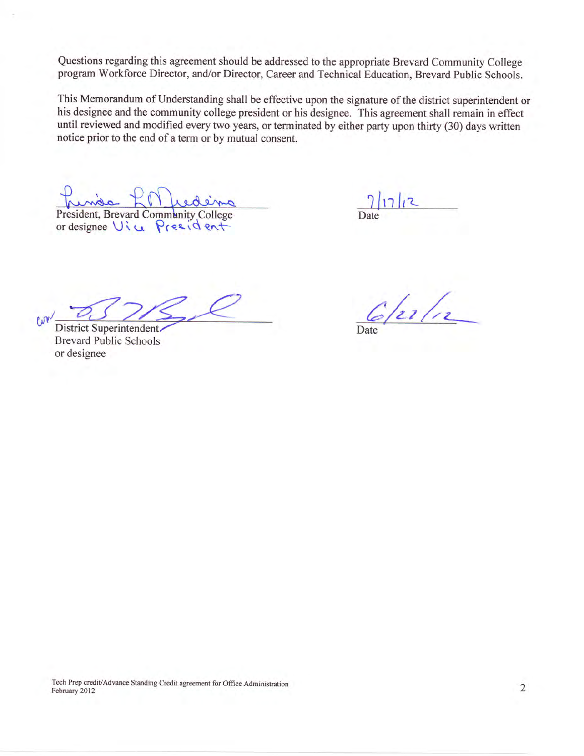Questions regarding this agreement should be addressed to the appropriate Brevard Community College program Workforce Director, and/or Director, Career and Technical Education, Brevard Public Schools.

This Memorandum of Understanding shall be effective upon the signature of the district superintendent or his designee and the community college president or his designee. This agreement shall remain in effect until reviewed and modified every two years, or terminated by either party upon thirty (30) days written notice prior to the end of a term or by mutual consent.

President, Brevard Community College
or designee Vice President

7/17/12
Date

District Superintendent
Brevard Public Schools
or designee

6/22/12
Date

Tech Prep credit/Advance Standing Credit agreement for Office Administration
February 2012